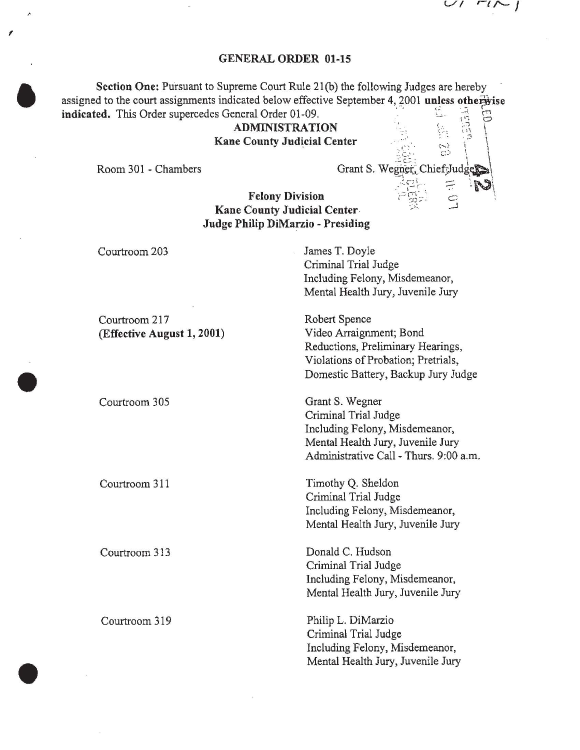# GENERAL ORDER 01-15

**Section One:** Pursuant to Supreme Court Rule 21(b) the following Judges are hereby assigned to the court assignments indicated below effective September 4, 2001 **unless otherwise indicated.** This Order supercedes General Order 01-09.

## ADMINISTRATION
**Kane County Judicial Center**

Room 301 - Chambers — Grant S. Wegner, Chief Judge

## Felony Division
**Kane County Judicial Center**
**Judge Philip DiMarzio - Presiding**

| Courtroom | Assignment |
|---|---|
| Courtroom 203 | James T. Doyle<br>Criminal Trial Judge<br>Including Felony, Misdemeanor, Mental Health Jury, Juvenile Jury |
| Courtroom 217<br>**(Effective August 1, 2001)** | Robert Spence<br>Video Arraignment; Bond Reductions, Preliminary Hearings, Violations of Probation; Pretrials, Domestic Battery, Backup Jury Judge |
| Courtroom 305 | Grant S. Wegner<br>Criminal Trial Judge<br>Including Felony, Misdemeanor, Mental Health Jury, Juvenile Jury<br>Administrative Call - Thurs. 9:00 a.m. |
| Courtroom 311 | Timothy Q. Sheldon<br>Criminal Trial Judge<br>Including Felony, Misdemeanor, Mental Health Jury, Juvenile Jury |
| Courtroom 313 | Donald C. Hudson<br>Criminal Trial Judge<br>Including Felony, Misdemeanor, Mental Health Jury, Juvenile Jury |
| Courtroom 319 | Philip L. DiMarzio<br>Criminal Trial Judge<br>Including Felony, Misdemeanor, Mental Health Jury, Juvenile Jury |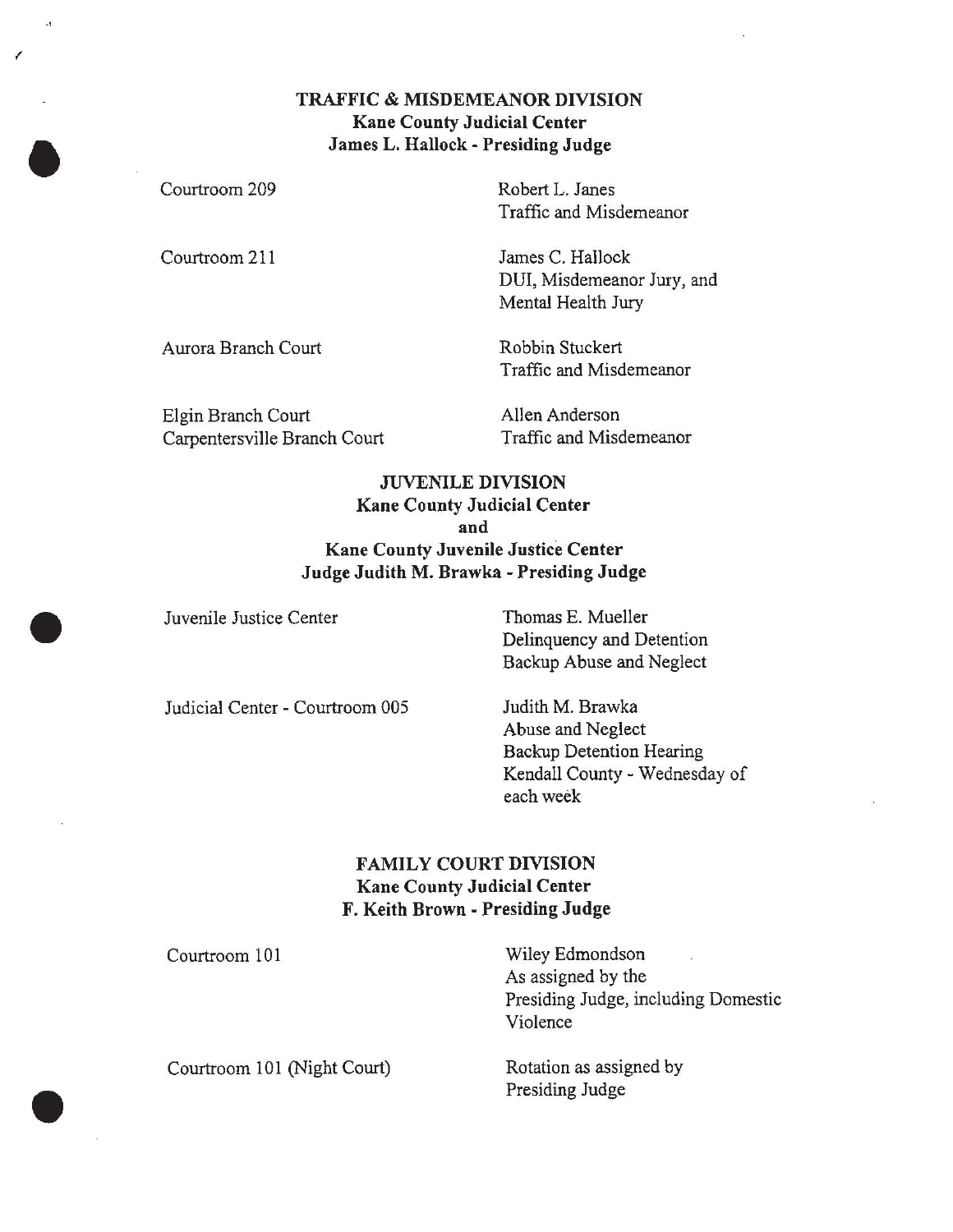**TRAFFIC & MISDEMEANOR DIVISION**
**Kane County Judicial Center**
**James L. Hallock - Presiding Judge**

| | |
|---|---|
| Courtroom 209 | Robert L. Janes<br>Traffic and Misdemeanor |
| Courtroom 211 | James C. Hallock<br>DUI, Misdemeanor Jury, and Mental Health Jury |
| Aurora Branch Court | Robbin Stuckert<br>Traffic and Misdemeanor |
| Elgin Branch Court<br>Carpentersville Branch Court | Allen Anderson<br>Traffic and Misdemeanor |

**JUVENILE DIVISION**
**Kane County Judicial Center**
**and**
**Kane County Juvenile Justice Center**
**Judge Judith M. Brawka - Presiding Judge**

| | |
|---|---|
| Juvenile Justice Center | Thomas E. Mueller<br>Delinquency and Detention<br>Backup Abuse and Neglect |
| Judicial Center - Courtroom 005 | Judith M. Brawka<br>Abuse and Neglect<br>Backup Detention Hearing<br>Kendall County - Wednesday of each week |

**FAMILY COURT DIVISION**
**Kane County Judicial Center**
**F. Keith Brown - Presiding Judge**

| | |
|---|---|
| Courtroom 101 | Wiley Edmondson<br>As assigned by the Presiding Judge, including Domestic Violence |
| Courtroom 101 (Night Court) | Rotation as assigned by Presiding Judge |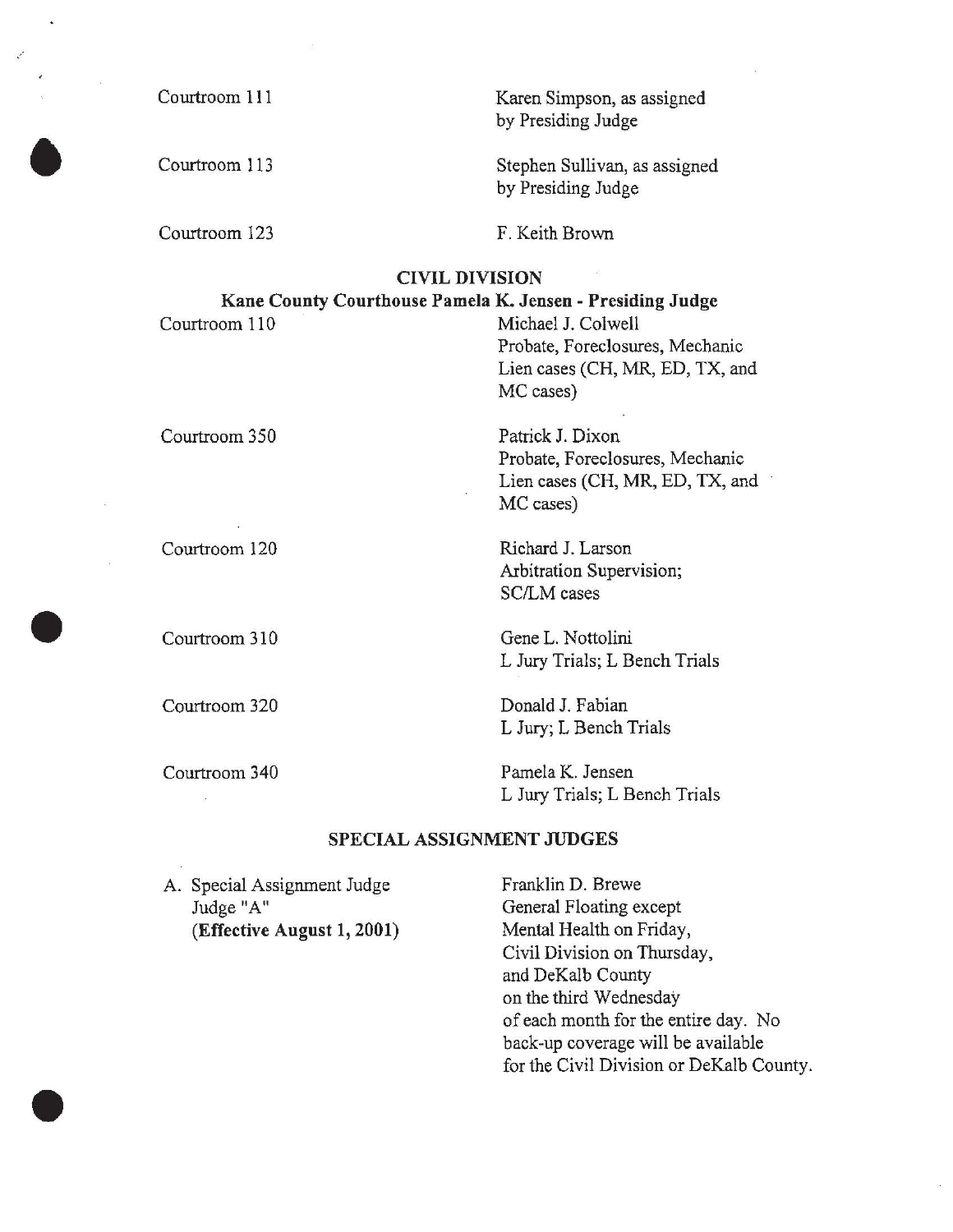| | |
|---|---|
| Courtroom 111 | Karen Simpson, as assigned by Presiding Judge |
| Courtroom 113 | Stephen Sullivan, as assigned by Presiding Judge |
| Courtroom 123 | F. Keith Brown |

## CIVIL DIVISION

### Kane County Courthouse Pamela K. Jensen - Presiding Judge

| | |
|---|---|
| Courtroom 110 | Michael J. Colwell<br>Probate, Foreclosures, Mechanic Lien cases (CH, MR, ED, TX, and MC cases) |
| Courtroom 350 | Patrick J. Dixon<br>Probate, Foreclosures, Mechanic Lien cases (CH, MR, ED, TX, and MC cases) |
| Courtroom 120 | Richard J. Larson<br>Arbitration Supervision; SC/LM cases |
| Courtroom 310 | Gene L. Nottolini<br>L Jury Trials; L Bench Trials |
| Courtroom 320 | Donald J. Fabian<br>L Jury; L Bench Trials |
| Courtroom 340 | Pamela K. Jensen<br>L Jury Trials; L Bench Trials |

## SPECIAL ASSIGNMENT JUDGES

| | |
|---|---|
| A. Special Assignment Judge Judge "A" **(Effective August 1, 2001)** | Franklin D. Brewe<br>General Floating except Mental Health on Friday, Civil Division on Thursday, and DeKalb County on the third Wednesday of each month for the entire day. No back-up coverage will be available for the Civil Division or DeKalb County. |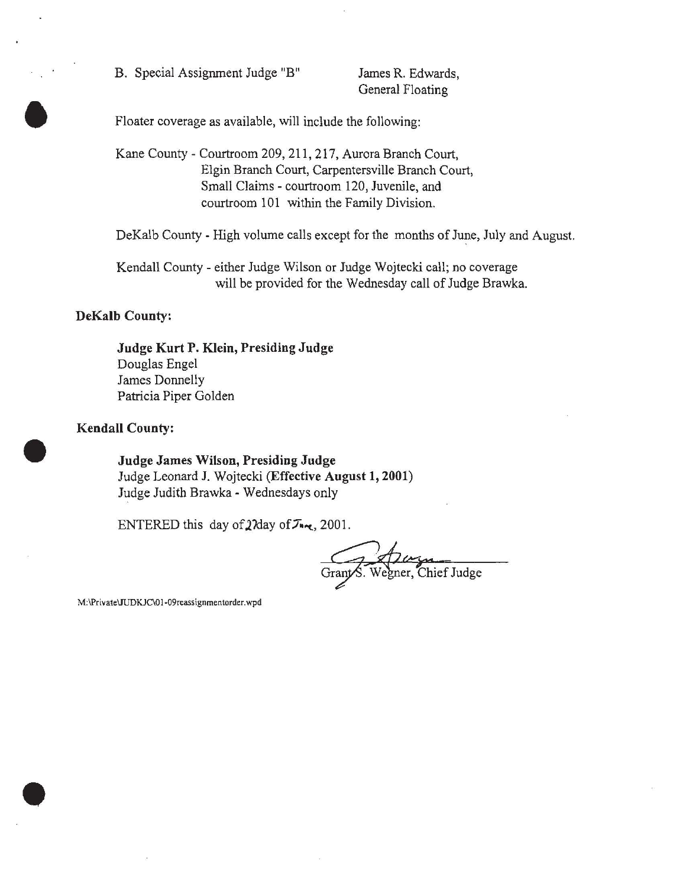B. Special Assignment Judge "B" James R. Edwards, General Floating

Floater coverage as available, will include the following:

Kane County - Courtroom 209, 211, 217, Aurora Branch Court, Elgin Branch Court, Carpentersville Branch Court, Small Claims - courtroom 120, Juvenile, and courtroom 101 within the Family Division.

DeKalb County - High volume calls except for the months of June, July and August.

Kendall County - either Judge Wilson or Judge Wojtecki call; no coverage will be provided for the Wednesday call of Judge Brawka.

**DeKalb County:**

**Judge Kurt P. Klein, Presiding Judge**
Douglas Engel
James Donnelly
Patricia Piper Golden

**Kendall County:**

**Judge James Wilson, Presiding Judge**
Judge Leonard J. Wojtecki (**Effective August 1, 2001**)
Judge Judith Brawka - Wednesdays only

ENTERED this day of 27day of June, 2001.

Grant S. Wegner, Chief Judge

M:\Private\JUDKJC\01-09reassignmentorder.wpd